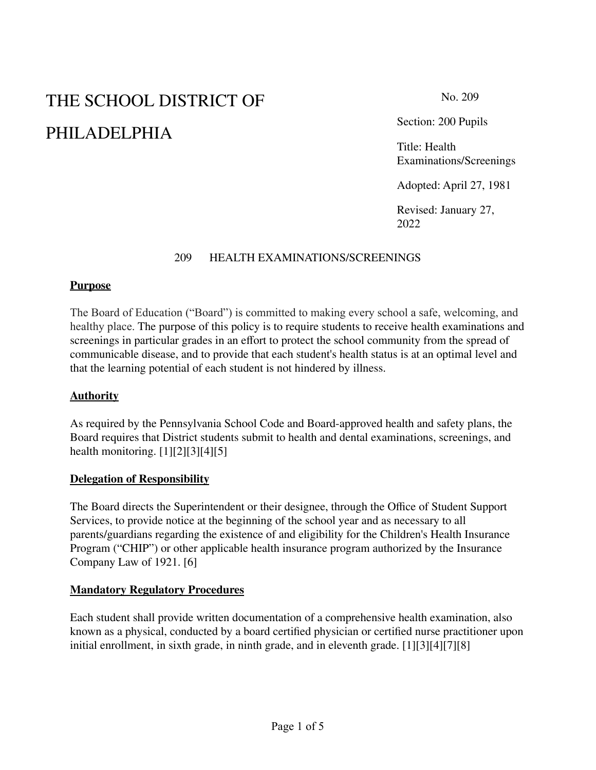# THE SCHOOL DISTRICT OF PHILADELPHIA

No. 209

Section: 200 Pupils

Title: Health Examinations/Screenings

Adopted: April 27, 1981

Revised: January 27, 2022

## 209 HEALTH EXAMINATIONS/SCREENINGS

### Purpose

The Board of Education ("Board") is committed to making every school a safe, welcoming, and healthy place. The purpose of this policy is to require students to receive health examinations and screenings in particular grades in an effort to protect the school community from the spread of communicable disease, and to provide that each student's health status is at an optimal level and that the learning potential of each student is not hindered by illness.

### Authority

As required by the Pennsylvania School Code and Board-approved health and safety plans, the Board requires that District students submit to health and dental examinations, screenings, and health monitoring. [1][2][3][4][5]

### Delegation of Responsibility

The Board directs the Superintendent or their designee, through the Office of Student Support Services, to provide notice at the beginning of the school year and as necessary to all parents/guardians regarding the existence of and eligibility for the Children's Health Insurance Program ("CHIP") or other applicable health insurance program authorized by the Insurance Company Law of 1921. [6]

### Mandatory Regulatory Procedures

Each student shall provide written documentation of a comprehensive health examination, also known as a physical, conducted by a board certified physician or certified nurse practitioner upon initial enrollment, in sixth grade, in ninth grade, and in eleventh grade. [1][3][4][7][8]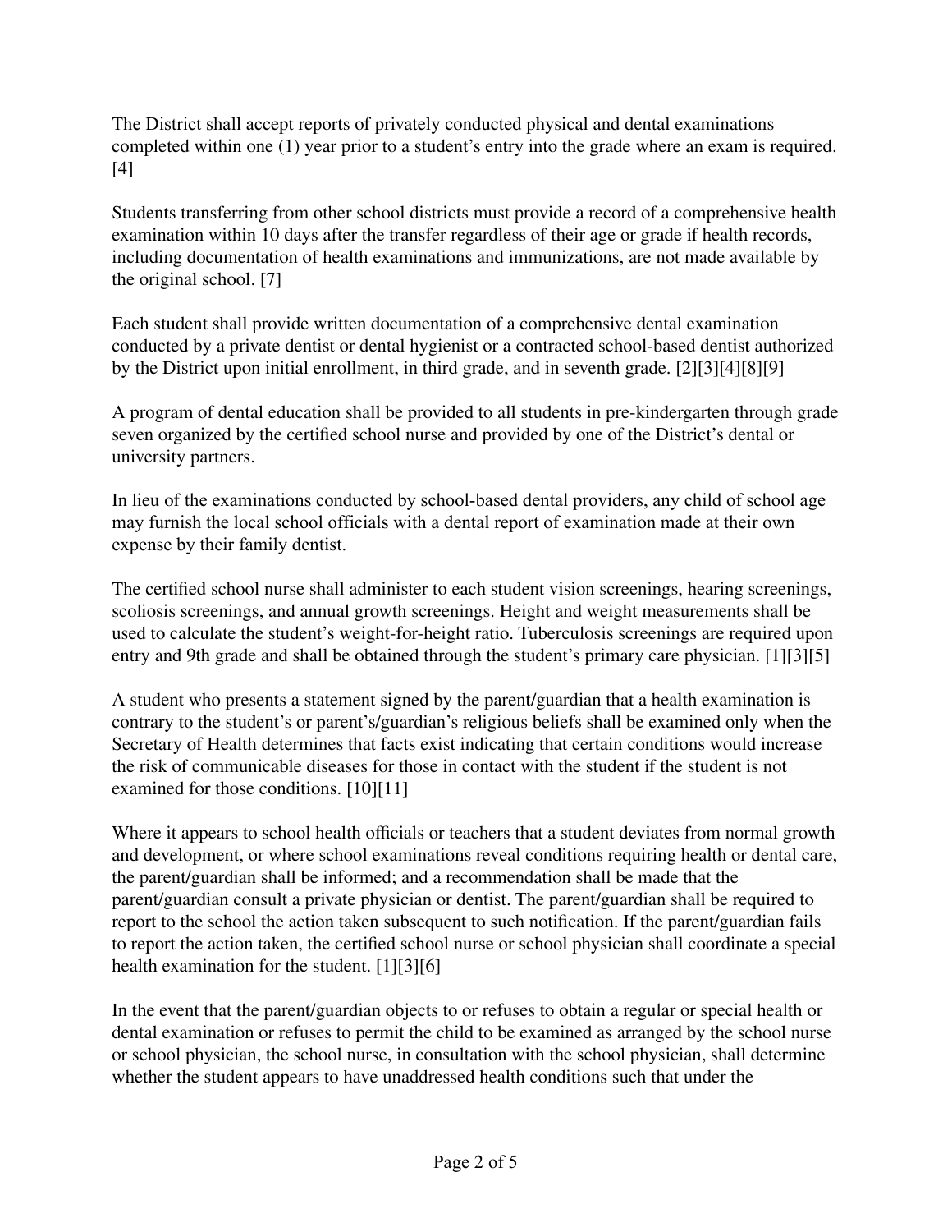The District shall accept reports of privately conducted physical and dental examinations completed within one (1) year prior to a student's entry into the grade where an exam is required. [4]

Students transferring from other school districts must provide a record of a comprehensive health examination within 10 days after the transfer regardless of their age or grade if health records, including documentation of health examinations and immunizations, are not made available by the original school. [7]

Each student shall provide written documentation of a comprehensive dental examination conducted by a private dentist or dental hygienist or a contracted school-based dentist authorized by the District upon initial enrollment, in third grade, and in seventh grade. [2][3][4][8][9]

A program of dental education shall be provided to all students in pre-kindergarten through grade seven organized by the certified school nurse and provided by one of the District's dental or university partners.

In lieu of the examinations conducted by school-based dental providers, any child of school age may furnish the local school officials with a dental report of examination made at their own expense by their family dentist.

The certified school nurse shall administer to each student vision screenings, hearing screenings, scoliosis screenings, and annual growth screenings. Height and weight measurements shall be used to calculate the student's weight-for-height ratio. Tuberculosis screenings are required upon entry and 9th grade and shall be obtained through the student's primary care physician. [1][3][5]

A student who presents a statement signed by the parent/guardian that a health examination is contrary to the student's or parent's/guardian's religious beliefs shall be examined only when the Secretary of Health determines that facts exist indicating that certain conditions would increase the risk of communicable diseases for those in contact with the student if the student is not examined for those conditions. [10][11]

Where it appears to school health officials or teachers that a student deviates from normal growth and development, or where school examinations reveal conditions requiring health or dental care, the parent/guardian shall be informed; and a recommendation shall be made that the parent/guardian consult a private physician or dentist. The parent/guardian shall be required to report to the school the action taken subsequent to such notification. If the parent/guardian fails to report the action taken, the certified school nurse or school physician shall coordinate a special health examination for the student. [1][3][6]

In the event that the parent/guardian objects to or refuses to obtain a regular or special health or dental examination or refuses to permit the child to be examined as arranged by the school nurse or school physician, the school nurse, in consultation with the school physician, shall determine whether the student appears to have unaddressed health conditions such that under the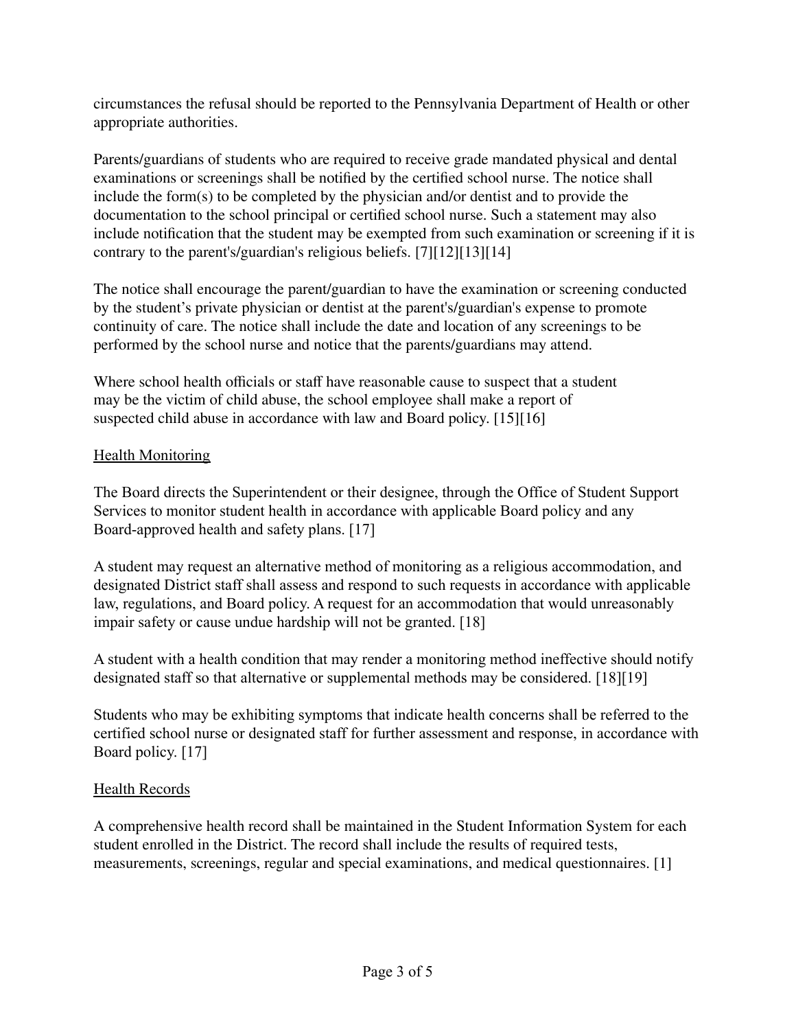circumstances the refusal should be reported to the Pennsylvania Department of Health or other appropriate authorities.

Parents/guardians of students who are required to receive grade mandated physical and dental examinations or screenings shall be notified by the certified school nurse. The notice shall include the form(s) to be completed by the physician and/or dentist and to provide the documentation to the school principal or certified school nurse. Such a statement may also include notification that the student may be exempted from such examination or screening if it is contrary to the parent's/guardian's religious beliefs. [7][12][13][14]

The notice shall encourage the parent/guardian to have the examination or screening conducted by the student's private physician or dentist at the parent's/guardian's expense to promote continuity of care. The notice shall include the date and location of any screenings to be performed by the school nurse and notice that the parents/guardians may attend.

Where school health officials or staff have reasonable cause to suspect that a student may be the victim of child abuse, the school employee shall make a report of suspected child abuse in accordance with law and Board policy. [15][16]

<u>Health Monitoring</u>

The Board directs the Superintendent or their designee, through the Office of Student Support Services to monitor student health in accordance with applicable Board policy and any Board-approved health and safety plans. [17]

A student may request an alternative method of monitoring as a religious accommodation, and designated District staff shall assess and respond to such requests in accordance with applicable law, regulations, and Board policy. A request for an accommodation that would unreasonably impair safety or cause undue hardship will not be granted. [18]

A student with a health condition that may render a monitoring method ineffective should notify designated staff so that alternative or supplemental methods may be considered. [18][19]

Students who may be exhibiting symptoms that indicate health concerns shall be referred to the certified school nurse or designated staff for further assessment and response, in accordance with Board policy. [17]

<u>Health Records</u>

A comprehensive health record shall be maintained in the Student Information System for each student enrolled in the District. The record shall include the results of required tests, measurements, screenings, regular and special examinations, and medical questionnaires. [1]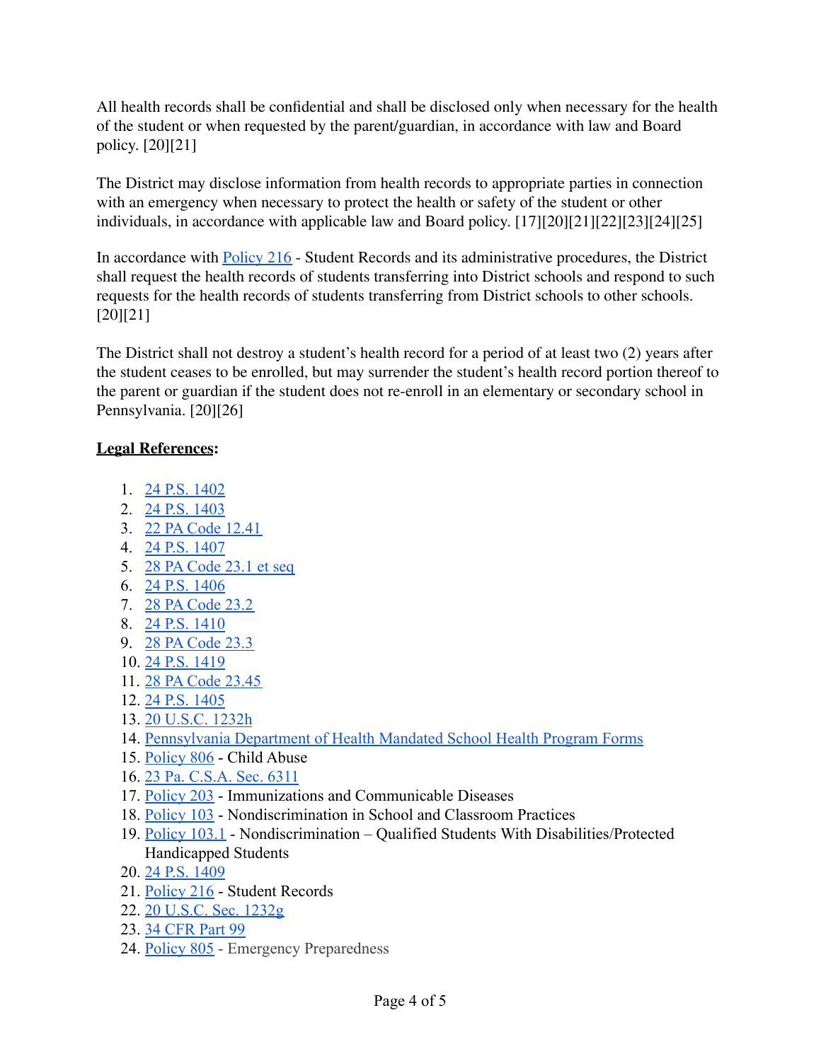All health records shall be confidential and shall be disclosed only when necessary for the health of the student or when requested by the parent/guardian, in accordance with law and Board policy. [20][21]

The District may disclose information from health records to appropriate parties in connection with an emergency when necessary to protect the health or safety of the student or other individuals, in accordance with applicable law and Board policy. [17][20][21][22][23][24][25]

In accordance with Policy 216 - Student Records and its administrative procedures, the District shall request the health records of students transferring into District schools and respond to such requests for the health records of students transferring from District schools to other schools. [20][21]

The District shall not destroy a student's health record for a period of at least two (2) years after the student ceases to be enrolled, but may surrender the student's health record portion thereof to the parent or guardian if the student does not re-enroll in an elementary or secondary school in Pennsylvania. [20][26]

**Legal References:**

1. 24 P.S. 1402
2. 24 P.S. 1403
3. 22 PA Code 12.41
4. 24 P.S. 1407
5. 28 PA Code 23.1 et seq
6. 24 P.S. 1406
7. 28 PA Code 23.2
8. 24 P.S. 1410
9. 28 PA Code 23.3
10. 24 P.S. 1419
11. 28 PA Code 23.45
12. 24 P.S. 1405
13. 20 U.S.C. 1232h
14. Pennsylvania Department of Health Mandated School Health Program Forms
15. Policy 806 - Child Abuse
16. 23 Pa. C.S.A. Sec. 6311
17. Policy 203 - Immunizations and Communicable Diseases
18. Policy 103 - Nondiscrimination in School and Classroom Practices
19. Policy 103.1 - Nondiscrimination – Qualified Students With Disabilities/Protected Handicapped Students
20. 24 P.S. 1409
21. Policy 216 - Student Records
22. 20 U.S.C. Sec. 1232g
23. 34 CFR Part 99
24. Policy 805 - Emergency Preparedness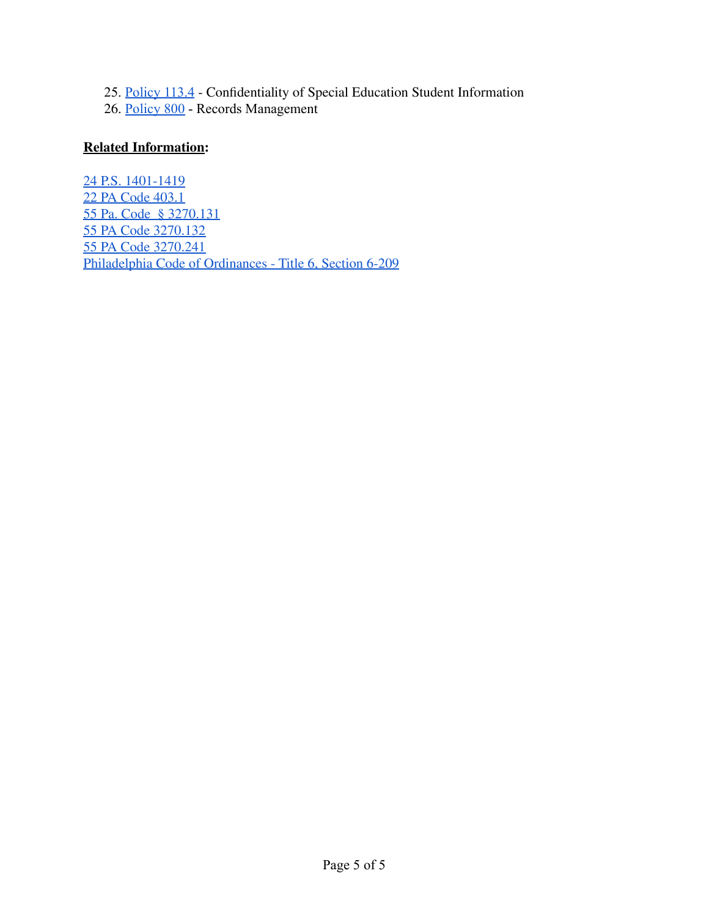25. Policy 113.4 - Confidentiality of Special Education Student Information
26. Policy 800 - Records Management

**Related Information:**

24 P.S. 1401-1419
22 PA Code 403.1
55 Pa. Code § 3270.131
55 PA Code 3270.132
55 PA Code 3270.241
Philadelphia Code of Ordinances - Title 6, Section 6-209